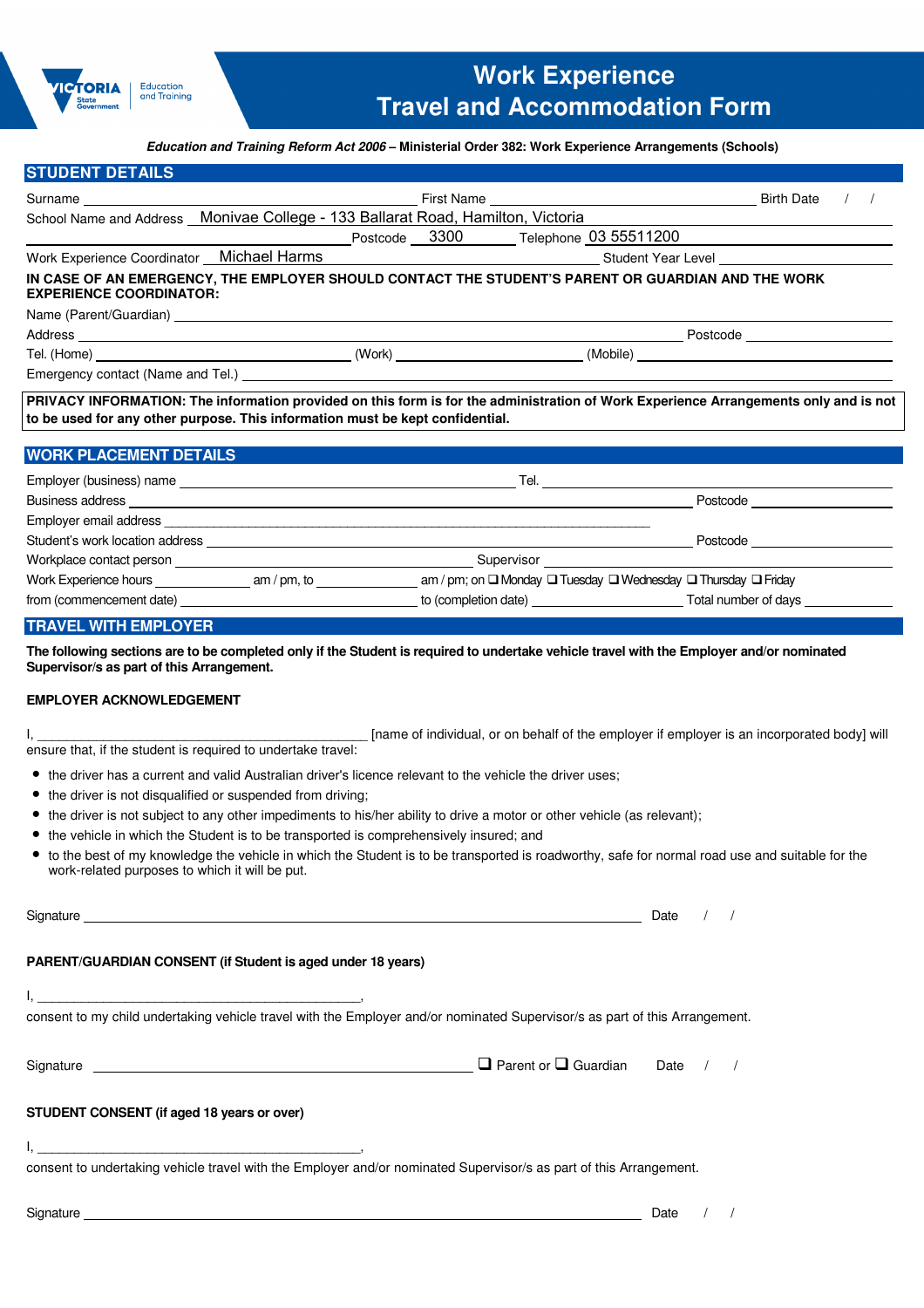# Work Experience Travel and Accommodation Form

***Education and Training Reform Act 2006* – Ministerial Order 382: Work Experience Arrangements (Schools)**

## STUDENT DETAILS

Surname ____________________ First Name ____________________ Birth Date / /

School Name and Address Monivae College - 133 Ballarat Road, Hamilton, Victoria

Postcode 3300 Telephone 03 55511200

Work Experience Coordinator Michael Harms Student Year Level ____________________

**IN CASE OF AN EMERGENCY, THE EMPLOYER SHOULD CONTACT THE STUDENT'S PARENT OR GUARDIAN AND THE WORK EXPERIENCE COORDINATOR:**

Name (Parent/Guardian) ____________________

Address ____________________ Postcode ____________________

Tel. (Home) ____________________ (Work) ____________________ (Mobile) ____________________

Emergency contact (Name and Tel.) ____________________

**PRIVACY INFORMATION: The information provided on this form is for the administration of Work Experience Arrangements only and is not to be used for any other purpose. This information must be kept confidential.**

## WORK PLACEMENT DETAILS

Employer (business) name ____________________ Tel. ____________________

Business address ____________________ Postcode ____________________

Employer email address ____________________

Student's work location address ____________________ Postcode ____________________

Workplace contact person ____________________ Supervisor ____________________

Work Experience hours ________ am / pm, to ________ am / pm; on ❑ Monday ❑ Tuesday ❑ Wednesday ❑ Thursday ❑ Friday

from (commencement date) ____________________ to (completion date) ____________________ Total number of days ________

## TRAVEL WITH EMPLOYER

**The following sections are to be completed only if the Student is required to undertake vehicle travel with the Employer and/or nominated Supervisor/s as part of this Arrangement.**

### EMPLOYER ACKNOWLEDGEMENT

I, ________________________________ [name of individual, or on behalf of the employer if employer is an incorporated body] will ensure that, if the student is required to undertake travel:

- the driver has a current and valid Australian driver's licence relevant to the vehicle the driver uses;
- the driver is not disqualified or suspended from driving;
- the driver is not subject to any other impediments to his/her ability to drive a motor or other vehicle (as relevant);
- the vehicle in which the Student is to be transported is comprehensively insured; and
- to the best of my knowledge the vehicle in which the Student is to be transported is roadworthy, safe for normal road use and suitable for the work-related purposes to which it will be put.

Signature ________________________________ Date / /

### PARENT/GUARDIAN CONSENT (if Student is aged under 18 years)

I, ________________________________,

consent to my child undertaking vehicle travel with the Employer and/or nominated Supervisor/s as part of this Arrangement.

Signature ________________________________ ❑ Parent or ❑ Guardian Date / /

### STUDENT CONSENT (if aged 18 years or over)

I, ________________________________,

consent to undertaking vehicle travel with the Employer and/or nominated Supervisor/s as part of this Arrangement.

Signature ________________________________ Date / /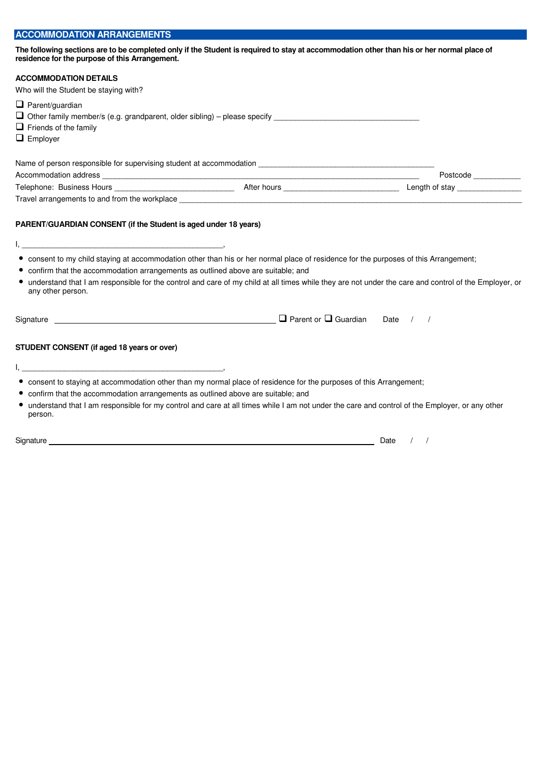## ACCOMMODATION ARRANGEMENTS

**The following sections are to be completed only if the Student is required to stay at accommodation other than his or her normal place of residence for the purpose of this Arrangement.**

### ACCOMMODATION DETAILS

Who will the Student be staying with?

- ☐ Parent/guardian
- ☐ Other family member/s (e.g. grandparent, older sibling) – please specify ___________________________________
- ☐ Friends of the family
- ☐ Employer

Name of person responsible for supervising student at accommodation __________________________________________

Accommodation address ____________________________________________________________________________ Postcode ___________

Telephone: Business Hours _____________________________ After hours ____________________________ Length of stay _______________

Travel arrangements to and from the workplace ________________________________________________________________________________

### PARENT/GUARDIAN CONSENT (if the Student is aged under 18 years)

I, ______________________________________________,

- consent to my child staying at accommodation other than his or her normal place of residence for the purposes of this Arrangement;
- confirm that the accommodation arrangements as outlined above are suitable; and
- understand that I am responsible for the control and care of my child at all times while they are not under the care and control of the Employer, or any other person.

Signature ______________________________________________ ☐ Parent or ☐ Guardian Date / /

### STUDENT CONSENT (if aged 18 years or over)

I, ______________________________________________,

- consent to staying at accommodation other than my normal place of residence for the purposes of this Arrangement;
- confirm that the accommodation arrangements as outlined above are suitable; and
- understand that I am responsible for my control and care at all times while I am not under the care and control of the Employer, or any other person.

Signature ______________________________________________________________________ Date / /